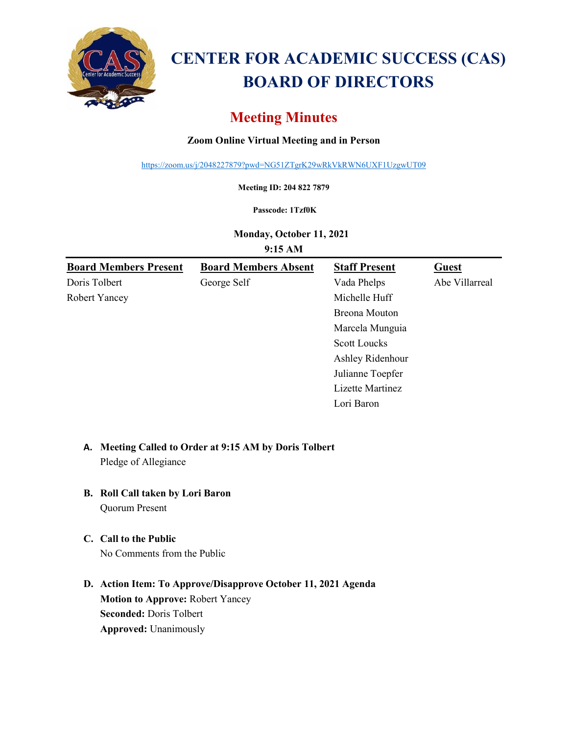# CENTER FOR ACADEMIC SUCCESS (CAS) BOARD OF DIRECTORS

## Meeting Minutes

**Zoom Online Virtual Meeting and in Person**

https://zoom.us/j/2048227879?pwd=NG51ZTgrK29wRkVkRWN6UXF1UzgwUT09

**Meeting ID: 204 822 7879**

**Passcode: 1Tzf0K**

**Monday, October 11, 2021**
**9:15 AM**

| Board Members Present | Board Members Absent | Staff Present | Guest |
|---|---|---|---|
| Doris Tolbert | George Self | Vada Phelps | Abe Villarreal |
| Robert Yancey | | Michelle Huff | |
| | | Breona Mouton | |
| | | Marcela Munguia | |
| | | Scott Loucks | |
| | | Ashley Ridenhour | |
| | | Julianne Toepfer | |
| | | Lizette Martinez | |
| | | Lori Baron | |

**A. Meeting Called to Order at 9:15 AM by Doris Tolbert**
Pledge of Allegiance

**B. Roll Call taken by Lori Baron**
Quorum Present

**C. Call to the Public**
No Comments from the Public

**D. Action Item: To Approve/Disapprove October 11, 2021 Agenda**
**Motion to Approve:** Robert Yancey
**Seconded:** Doris Tolbert
**Approved:** Unanimously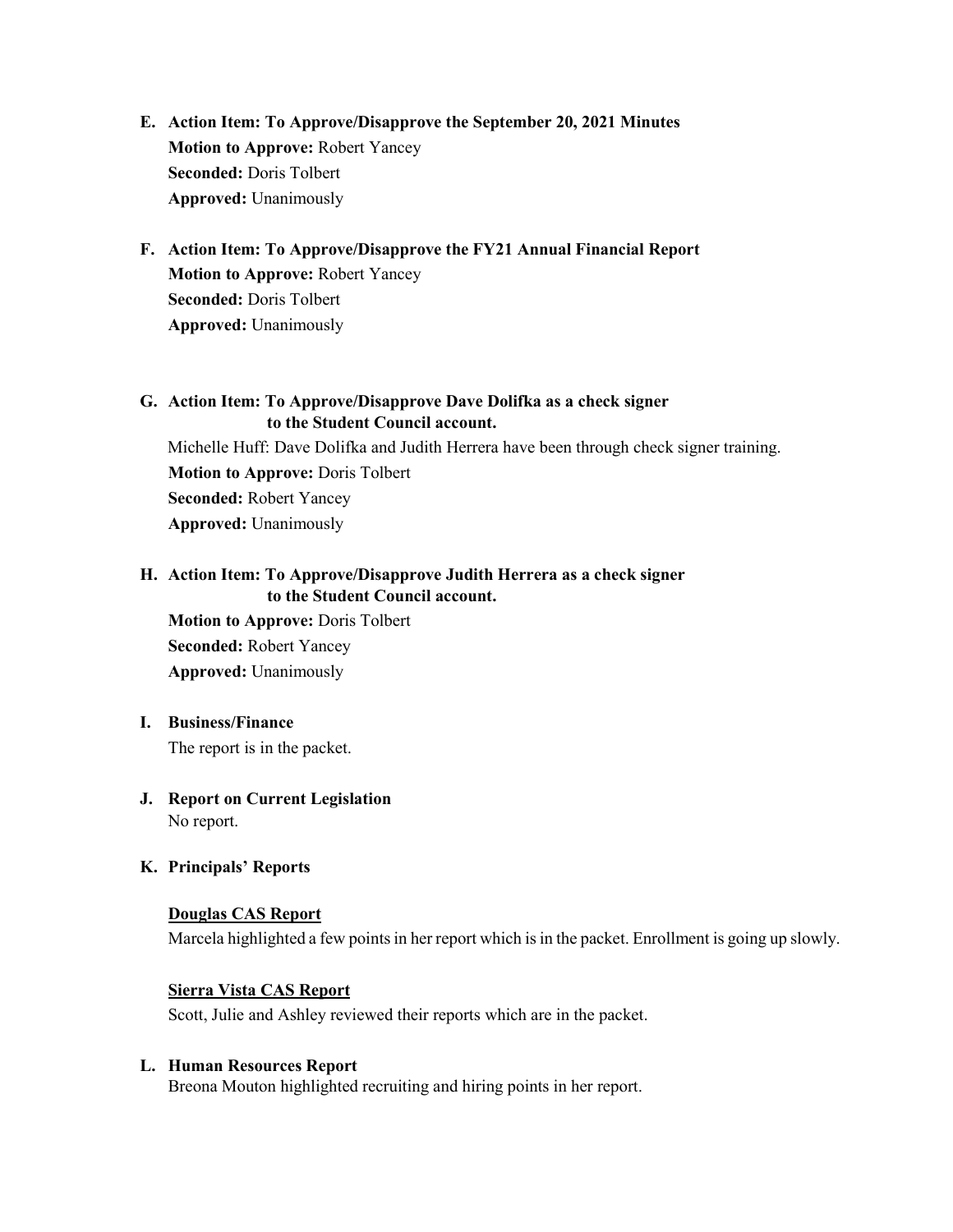**E. Action Item: To Approve/Disapprove the September 20, 2021 Minutes**

**Motion to Approve:** Robert Yancey
**Seconded:** Doris Tolbert
**Approved:** Unanimously

**F. Action Item: To Approve/Disapprove the FY21 Annual Financial Report**

**Motion to Approve:** Robert Yancey
**Seconded:** Doris Tolbert
**Approved:** Unanimously

**G. Action Item: To Approve/Disapprove Dave Dolifka as a check signer to the Student Council account.**

Michelle Huff: Dave Dolifka and Judith Herrera have been through check signer training.
**Motion to Approve:** Doris Tolbert
**Seconded:** Robert Yancey
**Approved:** Unanimously

**H. Action Item: To Approve/Disapprove Judith Herrera as a check signer to the Student Council account.**

**Motion to Approve:** Doris Tolbert
**Seconded:** Robert Yancey
**Approved:** Unanimously

**I. Business/Finance**

The report is in the packet.

**J. Report on Current Legislation**

No report.

**K. Principals' Reports**

**Douglas CAS Report**

Marcela highlighted a few points in her report which is in the packet. Enrollment is going up slowly.

**Sierra Vista CAS Report**

Scott, Julie and Ashley reviewed their reports which are in the packet.

**L. Human Resources Report**

Breona Mouton highlighted recruiting and hiring points in her report.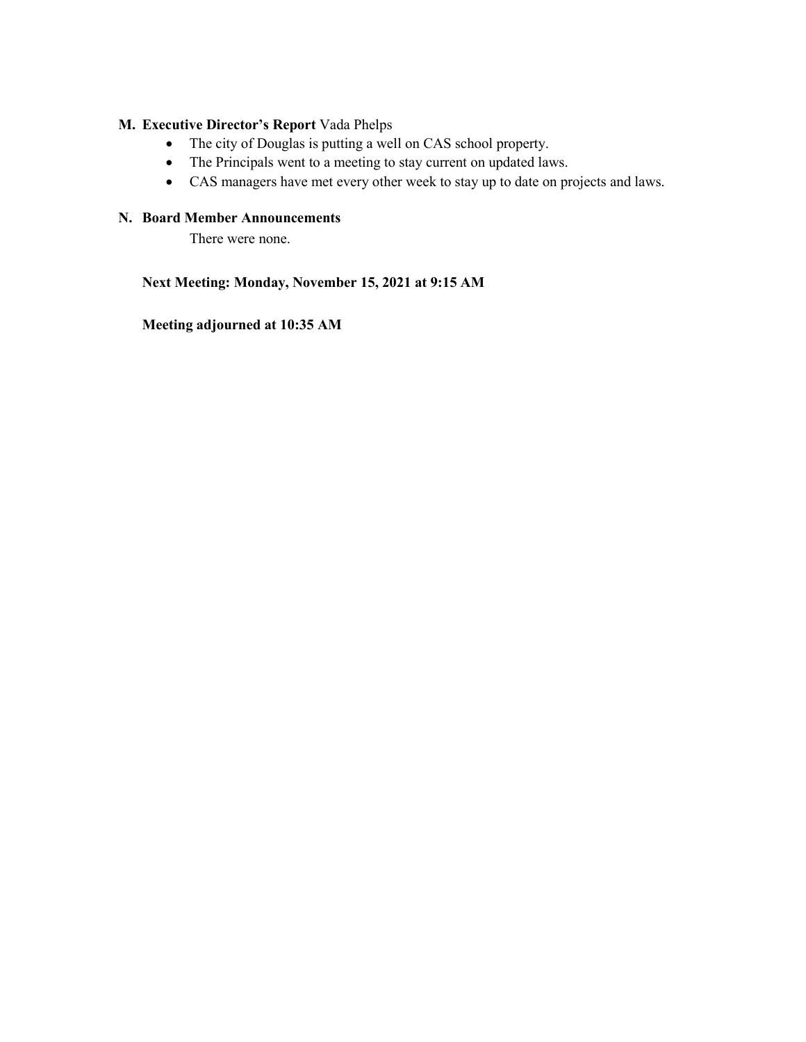**M. Executive Director's Report** Vada Phelps

- The city of Douglas is putting a well on CAS school property.
- The Principals went to a meeting to stay current on updated laws.
- CAS managers have met every other week to stay up to date on projects and laws.

**N. Board Member Announcements**

There were none.

**Next Meeting: Monday, November 15, 2021 at 9:15 AM**

**Meeting adjourned at 10:35 AM**